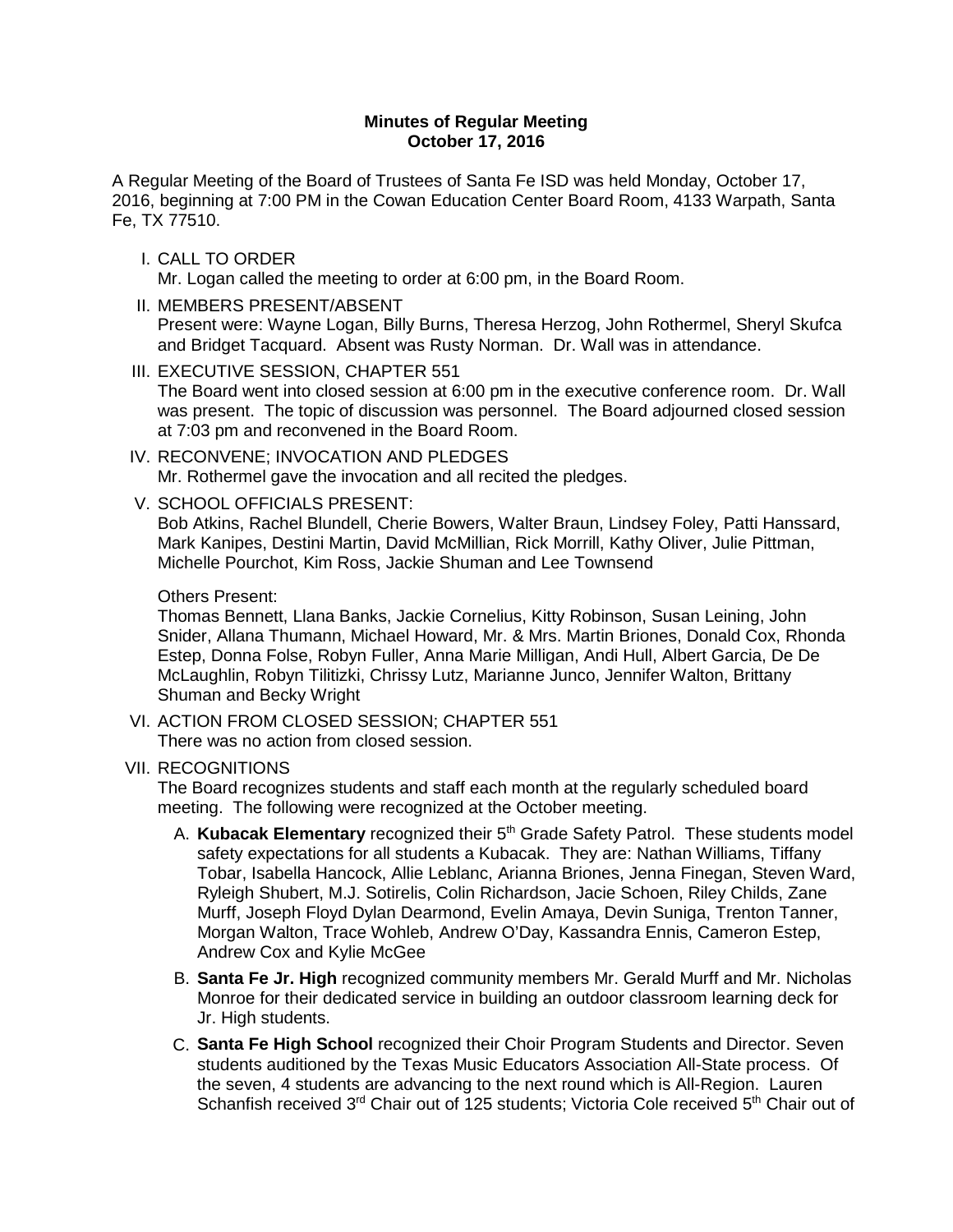**Minutes of Regular Meeting**
**October 17, 2016**

A Regular Meeting of the Board of Trustees of Santa Fe ISD was held Monday, October 17, 2016, beginning at 7:00 PM in the Cowan Education Center Board Room, 4133 Warpath, Santa Fe, TX 77510.

I. CALL TO ORDER
   Mr. Logan called the meeting to order at 6:00 pm, in the Board Room.

II. MEMBERS PRESENT/ABSENT
   Present were: Wayne Logan, Billy Burns, Theresa Herzog, John Rothermel, Sheryl Skufca and Bridget Tacquard. Absent was Rusty Norman. Dr. Wall was in attendance.

III. EXECUTIVE SESSION, CHAPTER 551
   The Board went into closed session at 6:00 pm in the executive conference room. Dr. Wall was present. The topic of discussion was personnel. The Board adjourned closed session at 7:03 pm and reconvened in the Board Room.

IV. RECONVENE; INVOCATION AND PLEDGES
   Mr. Rothermel gave the invocation and all recited the pledges.

V. SCHOOL OFFICIALS PRESENT:
   Bob Atkins, Rachel Blundell, Cherie Bowers, Walter Braun, Lindsey Foley, Patti Hanssard, Mark Kanipes, Destini Martin, David McMillian, Rick Morrill, Kathy Oliver, Julie Pittman, Michelle Pourchot, Kim Ross, Jackie Shuman and Lee Townsend

   Others Present:
   Thomas Bennett, Llana Banks, Jackie Cornelius, Kitty Robinson, Susan Leining, John Snider, Allana Thumann, Michael Howard, Mr. & Mrs. Martin Briones, Donald Cox, Rhonda Estep, Donna Folse, Robyn Fuller, Anna Marie Milligan, Andi Hull, Albert Garcia, De De McLaughlin, Robyn Tilitizki, Chrissy Lutz, Marianne Junco, Jennifer Walton, Brittany Shuman and Becky Wright

VI. ACTION FROM CLOSED SESSION; CHAPTER 551
   There was no action from closed session.

VII. RECOGNITIONS
   The Board recognizes students and staff each month at the regularly scheduled board meeting. The following were recognized at the October meeting.

   A. **Kubacak Elementary** recognized their 5th Grade Safety Patrol. These students model safety expectations for all students a Kubacak. They are: Nathan Williams, Tiffany Tobar, Isabella Hancock, Allie Leblanc, Arianna Briones, Jenna Finegan, Steven Ward, Ryleigh Shubert, M.J. Sotirelis, Colin Richardson, Jacie Schoen, Riley Childs, Zane Murff, Joseph Floyd Dylan Dearmond, Evelin Amaya, Devin Suniga, Trenton Tanner, Morgan Walton, Trace Wohleb, Andrew O'Day, Kassandra Ennis, Cameron Estep, Andrew Cox and Kylie McGee

   B. **Santa Fe Jr. High** recognized community members Mr. Gerald Murff and Mr. Nicholas Monroe for their dedicated service in building an outdoor classroom learning deck for Jr. High students.

   C. **Santa Fe High School** recognized their Choir Program Students and Director. Seven students auditioned by the Texas Music Educators Association All-State process. Of the seven, 4 students are advancing to the next round which is All-Region. Lauren Schanfish received 3rd Chair out of 125 students; Victoria Cole received 5th Chair out of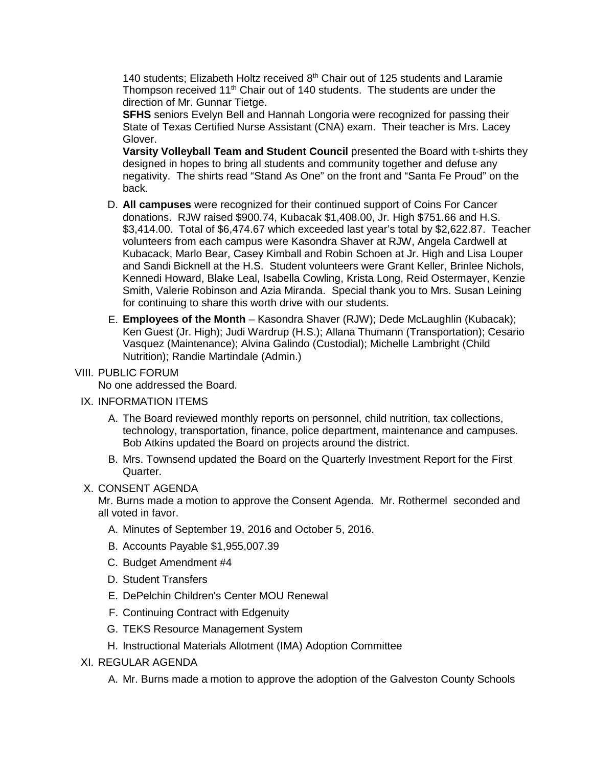140 students; Elizabeth Holtz received 8th Chair out of 125 students and Laramie Thompson received 11th Chair out of 140 students. The students are under the direction of Mr. Gunnar Tietge.

**SFHS** seniors Evelyn Bell and Hannah Longoria were recognized for passing their State of Texas Certified Nurse Assistant (CNA) exam. Their teacher is Mrs. Lacey Glover.

**Varsity Volleyball Team and Student Council** presented the Board with t-shirts they designed in hopes to bring all students and community together and defuse any negativity. The shirts read "Stand As One" on the front and "Santa Fe Proud" on the back.

D. **All campuses** were recognized for their continued support of Coins For Cancer donations. RJW raised $900.74, Kubacak $1,408.00, Jr. High $751.66 and H.S. $3,414.00. Total of $6,474.67 which exceeded last year's total by $2,622.87. Teacher volunteers from each campus were Kasondra Shaver at RJW, Angela Cardwell at Kubacack, Marlo Bear, Casey Kimball and Robin Schoen at Jr. High and Lisa Louper and Sandi Bicknell at the H.S. Student volunteers were Grant Keller, Brinlee Nichols, Kennedi Howard, Blake Leal, Isabella Cowling, Krista Long, Reid Ostermayer, Kenzie Smith, Valerie Robinson and Azia Miranda. Special thank you to Mrs. Susan Leining for continuing to share this worth drive with our students.

E. **Employees of the Month** – Kasondra Shaver (RJW); Dede McLaughlin (Kubacak); Ken Guest (Jr. High); Judi Wardrup (H.S.); Allana Thumann (Transportation); Cesario Vasquez (Maintenance); Alvina Galindo (Custodial); Michelle Lambright (Child Nutrition); Randie Martindale (Admin.)

VIII. PUBLIC FORUM

No one addressed the Board.

IX. INFORMATION ITEMS

A. The Board reviewed monthly reports on personnel, child nutrition, tax collections, technology, transportation, finance, police department, maintenance and campuses. Bob Atkins updated the Board on projects around the district.

B. Mrs. Townsend updated the Board on the Quarterly Investment Report for the First Quarter.

X. CONSENT AGENDA

Mr. Burns made a motion to approve the Consent Agenda. Mr. Rothermel seconded and all voted in favor.

A. Minutes of September 19, 2016 and October 5, 2016.

B. Accounts Payable $1,955,007.39

C. Budget Amendment #4

D. Student Transfers

E. DePelchin Children's Center MOU Renewal

F. Continuing Contract with Edgenuity

G. TEKS Resource Management System

H. Instructional Materials Allotment (IMA) Adoption Committee

XI. REGULAR AGENDA

A. Mr. Burns made a motion to approve the adoption of the Galveston County Schools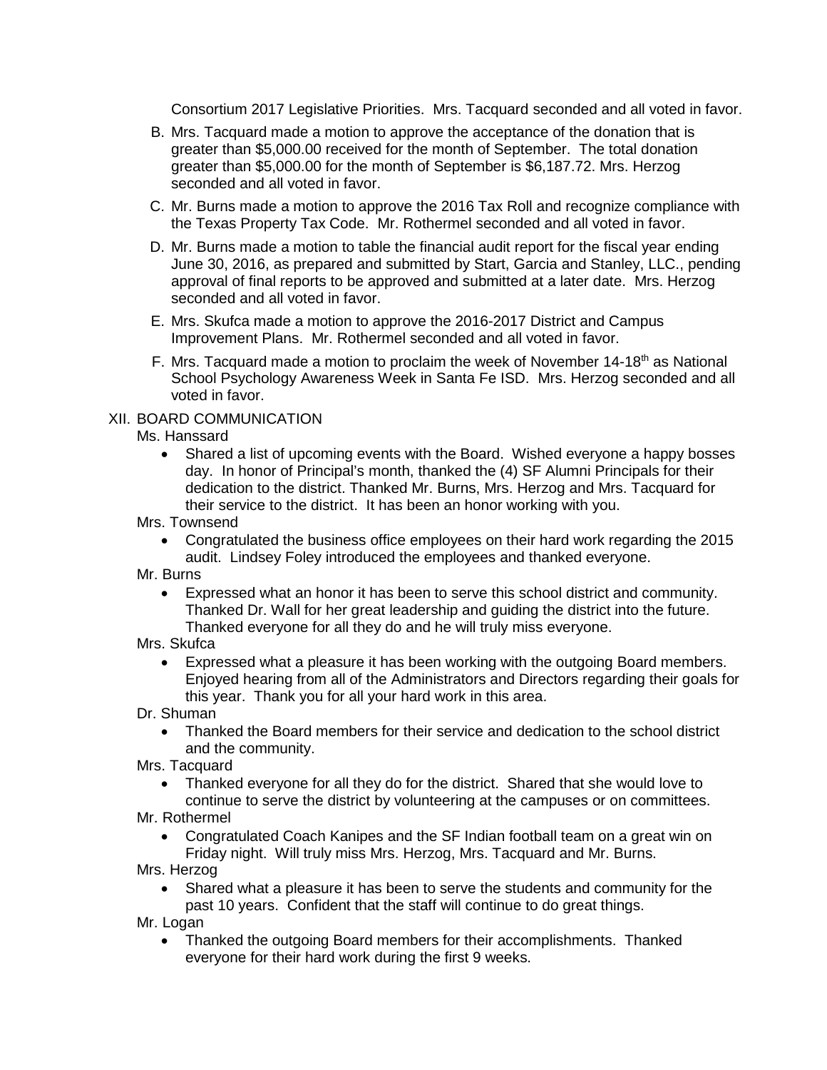Consortium 2017 Legislative Priorities. Mrs. Tacquard seconded and all voted in favor.

B. Mrs. Tacquard made a motion to approve the acceptance of the donation that is greater than $5,000.00 received for the month of September. The total donation greater than $5,000.00 for the month of September is $6,187.72. Mrs. Herzog seconded and all voted in favor.

C. Mr. Burns made a motion to approve the 2016 Tax Roll and recognize compliance with the Texas Property Tax Code. Mr. Rothermel seconded and all voted in favor.

D. Mr. Burns made a motion to table the financial audit report for the fiscal year ending June 30, 2016, as prepared and submitted by Start, Garcia and Stanley, LLC., pending approval of final reports to be approved and submitted at a later date. Mrs. Herzog seconded and all voted in favor.

E. Mrs. Skufca made a motion to approve the 2016-2017 District and Campus Improvement Plans. Mr. Rothermel seconded and all voted in favor.

F. Mrs. Tacquard made a motion to proclaim the week of November 14-18th as National School Psychology Awareness Week in Santa Fe ISD. Mrs. Herzog seconded and all voted in favor.

XII. BOARD COMMUNICATION

Ms. Hanssard

- Shared a list of upcoming events with the Board. Wished everyone a happy bosses day. In honor of Principal's month, thanked the (4) SF Alumni Principals for their dedication to the district. Thanked Mr. Burns, Mrs. Herzog and Mrs. Tacquard for their service to the district. It has been an honor working with you.

Mrs. Townsend

- Congratulated the business office employees on their hard work regarding the 2015 audit. Lindsey Foley introduced the employees and thanked everyone.

Mr. Burns

- Expressed what an honor it has been to serve this school district and community. Thanked Dr. Wall for her great leadership and guiding the district into the future. Thanked everyone for all they do and he will truly miss everyone.

Mrs. Skufca

- Expressed what a pleasure it has been working with the outgoing Board members. Enjoyed hearing from all of the Administrators and Directors regarding their goals for this year. Thank you for all your hard work in this area.

Dr. Shuman

- Thanked the Board members for their service and dedication to the school district and the community.

Mrs. Tacquard

- Thanked everyone for all they do for the district. Shared that she would love to continue to serve the district by volunteering at the campuses or on committees.

Mr. Rothermel

- Congratulated Coach Kanipes and the SF Indian football team on a great win on Friday night. Will truly miss Mrs. Herzog, Mrs. Tacquard and Mr. Burns.

Mrs. Herzog

- Shared what a pleasure it has been to serve the students and community for the past 10 years. Confident that the staff will continue to do great things.

Mr. Logan

- Thanked the outgoing Board members for their accomplishments. Thanked everyone for their hard work during the first 9 weeks.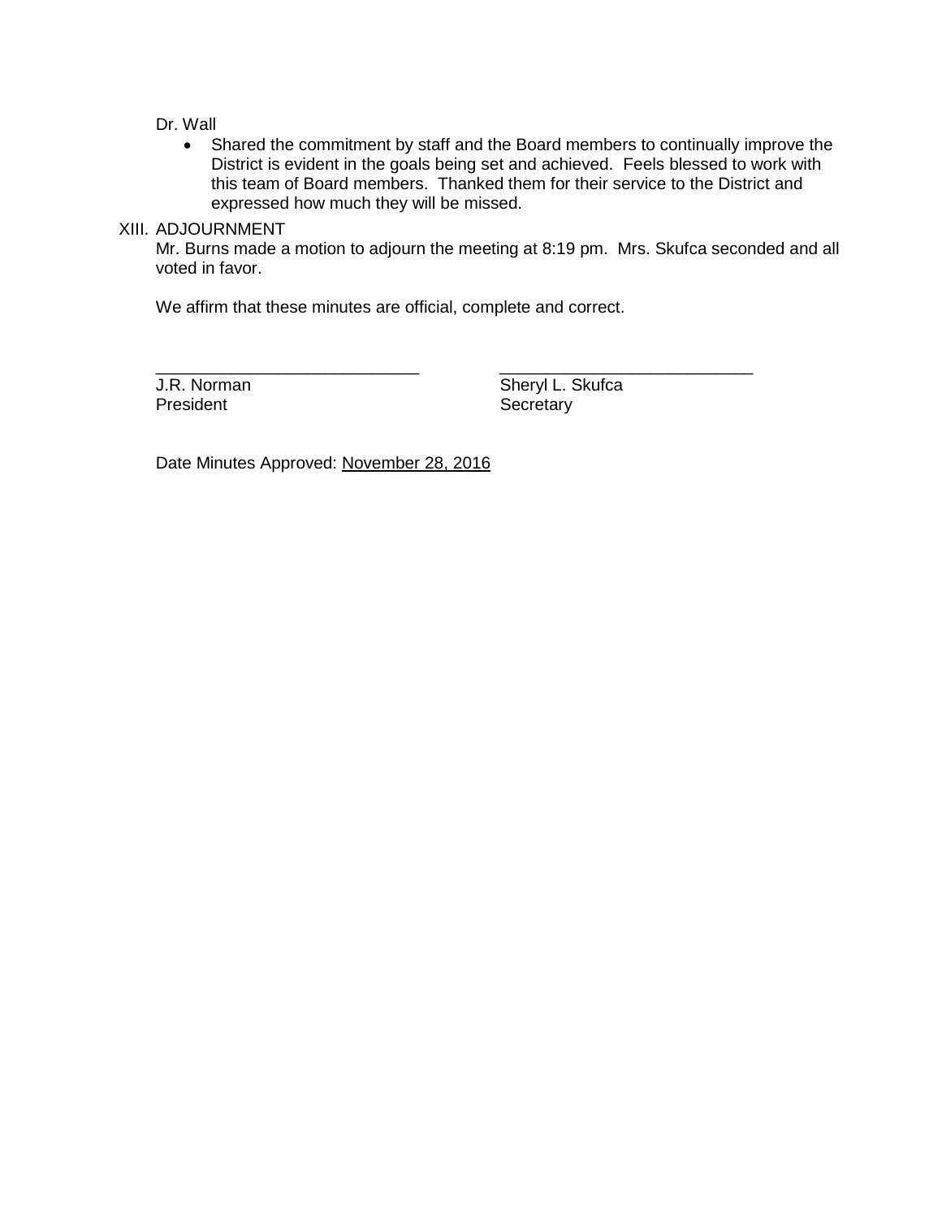Dr. Wall

- Shared the commitment by staff and the Board members to continually improve the District is evident in the goals being set and achieved. Feels blessed to work with this team of Board members. Thanked them for their service to the District and expressed how much they will be missed.

XIII. ADJOURNMENT

Mr. Burns made a motion to adjourn the meeting at 8:19 pm. Mrs. Skufca seconded and all voted in favor.

We affirm that these minutes are official, complete and correct.

| | |
|---|---|
| _____________________________ | ____________________________ |
| J.R. Norman | Sheryl L. Skufca |
| President | Secretary |

Date Minutes Approved: November 28, 2016